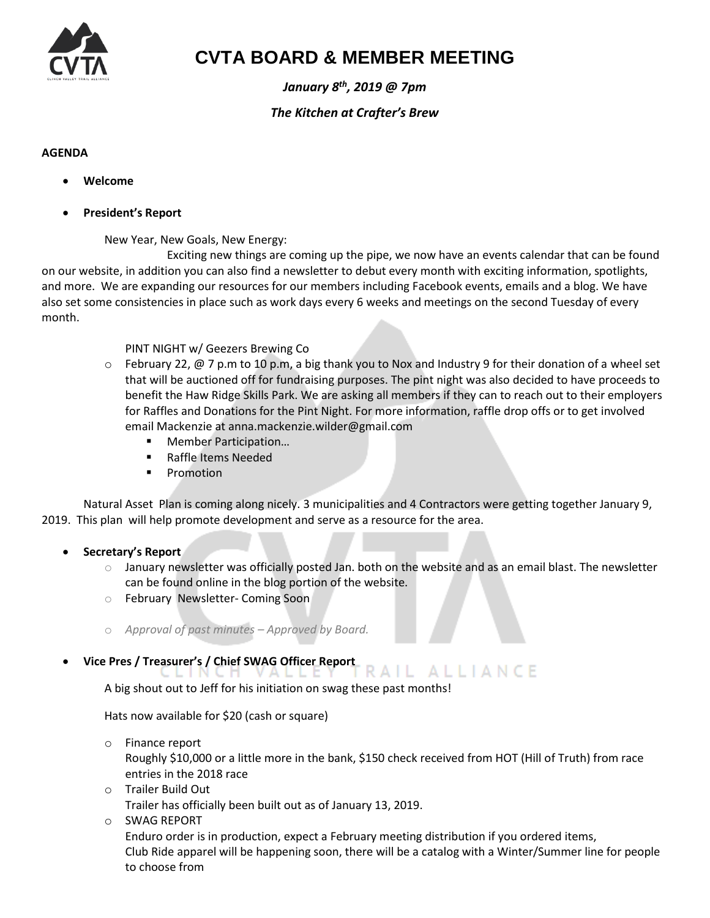# CVTA BOARD & MEMBER MEETING

***January 8th, 2019 @ 7pm***

***The Kitchen at Crafter's Brew***

**AGENDA**

- **Welcome**

- **President's Report**

New Year, New Goals, New Energy:

Exciting new things are coming up the pipe, we now have an events calendar that can be found on our website, in addition you can also find a newsletter to debut every month with exciting information, spotlights, and more. We are expanding our resources for our members including Facebook events, emails and a blog. We have also set some consistencies in place such as work days every 6 weeks and meetings on the second Tuesday of every month.

PINT NIGHT w/ Geezers Brewing Co

- February 22, @ 7 p.m to 10 p.m, a big thank you to Nox and Industry 9 for their donation of a wheel set that will be auctioned off for fundraising purposes. The pint night was also decided to have proceeds to benefit the Haw Ridge Skills Park. We are asking all members if they can to reach out to their employers for Raffles and Donations for the Pint Night. For more information, raffle drop offs or to get involved email Mackenzie at anna.mackenzie.wilder@gmail.com
  - Member Participation…
  - Raffle Items Needed
  - Promotion

Natural Asset Plan is coming along nicely. 3 municipalities and 4 Contractors were getting together January 9, 2019. This plan will help promote development and serve as a resource for the area.

- **Secretary's Report**
  - January newsletter was officially posted Jan. both on the website and as an email blast. The newsletter can be found online in the blog portion of the website.
  - February Newsletter- Coming Soon
  - *Approval of past minutes – Approved by Board.*

- **Vice Pres / Treasurer's / Chief SWAG Officer Report**

A big shout out to Jeff for his initiation on swag these past months!

Hats now available for $20 (cash or square)

- Finance report
  Roughly $10,000 or a little more in the bank, $150 check received from HOT (Hill of Truth) from race entries in the 2018 race
- Trailer Build Out
  Trailer has officially been built out as of January 13, 2019.
- SWAG REPORT
  Enduro order is in production, expect a February meeting distribution if you ordered items,
  Club Ride apparel will be happening soon, there will be a catalog with a Winter/Summer line for people to choose from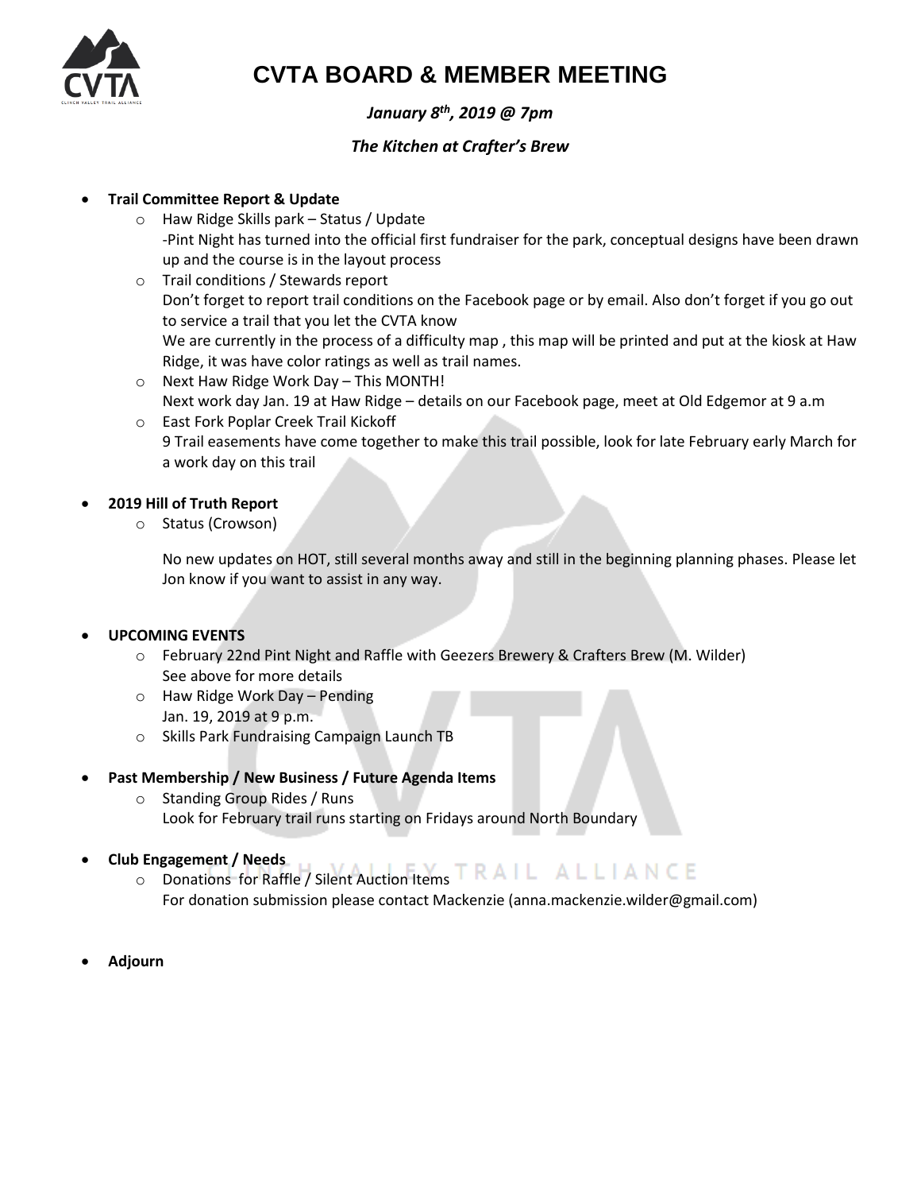# CVTA BOARD & MEMBER MEETING

***January 8th, 2019 @ 7pm***

***The Kitchen at Crafter's Brew***

- **Trail Committee Report & Update**
  - Haw Ridge Skills park – Status / Update
    -Pint Night has turned into the official first fundraiser for the park, conceptual designs have been drawn up and the course is in the layout process
  - Trail conditions / Stewards report
    Don't forget to report trail conditions on the Facebook page or by email. Also don't forget if you go out to service a trail that you let the CVTA know
    We are currently in the process of a difficulty map , this map will be printed and put at the kiosk at Haw Ridge, it was have color ratings as well as trail names.
  - Next Haw Ridge Work Day – This MONTH!
    Next work day Jan. 19 at Haw Ridge – details on our Facebook page, meet at Old Edgemor at 9 a.m
  - East Fork Poplar Creek Trail Kickoff
    9 Trail easements have come together to make this trail possible, look for late February early March for a work day on this trail

- **2019 Hill of Truth Report**
  - Status (Crowson)

    No new updates on HOT, still several months away and still in the beginning planning phases. Please let Jon know if you want to assist in any way.

- **UPCOMING EVENTS**
  - February 22nd Pint Night and Raffle with Geezers Brewery & Crafters Brew (M. Wilder)
    See above for more details
  - Haw Ridge Work Day – Pending
    Jan. 19, 2019 at 9 p.m.
  - Skills Park Fundraising Campaign Launch TB

- **Past Membership / New Business / Future Agenda Items**
  - Standing Group Rides / Runs
    Look for February trail runs starting on Fridays around North Boundary

- **Club Engagement / Needs**
  - Donations for Raffle / Silent Auction Items
    For donation submission please contact Mackenzie (anna.mackenzie.wilder@gmail.com)

- **Adjourn**